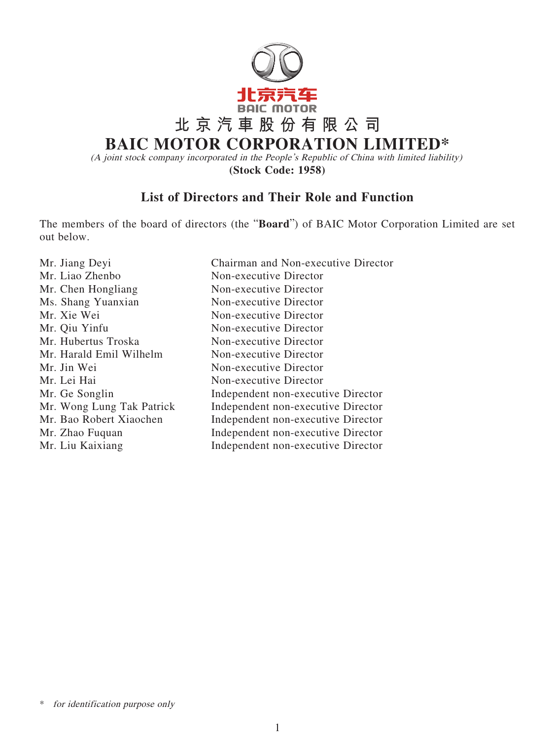北京汽車股份有限公司

# BAIC MOTOR CORPORATION LIMITED*

*(A joint stock company incorporated in the People's Republic of China with limited liability)*

**(Stock Code: 1958)**

## List of Directors and Their Role and Function

The members of the board of directors (the "**Board**") of BAIC Motor Corporation Limited are set out below.

| | |
|---|---|
| Mr. Jiang Deyi | Chairman and Non-executive Director |
| Mr. Liao Zhenbo | Non-executive Director |
| Mr. Chen Hongliang | Non-executive Director |
| Ms. Shang Yuanxian | Non-executive Director |
| Mr. Xie Wei | Non-executive Director |
| Mr. Qiu Yinfu | Non-executive Director |
| Mr. Hubertus Troska | Non-executive Director |
| Mr. Harald Emil Wilhelm | Non-executive Director |
| Mr. Jin Wei | Non-executive Director |
| Mr. Lei Hai | Non-executive Director |
| Mr. Ge Songlin | Independent non-executive Director |
| Mr. Wong Lung Tak Patrick | Independent non-executive Director |
| Mr. Bao Robert Xiaochen | Independent non-executive Director |
| Mr. Zhao Fuquan | Independent non-executive Director |
| Mr. Liu Kaixiang | Independent non-executive Director |

\* *for identification purpose only*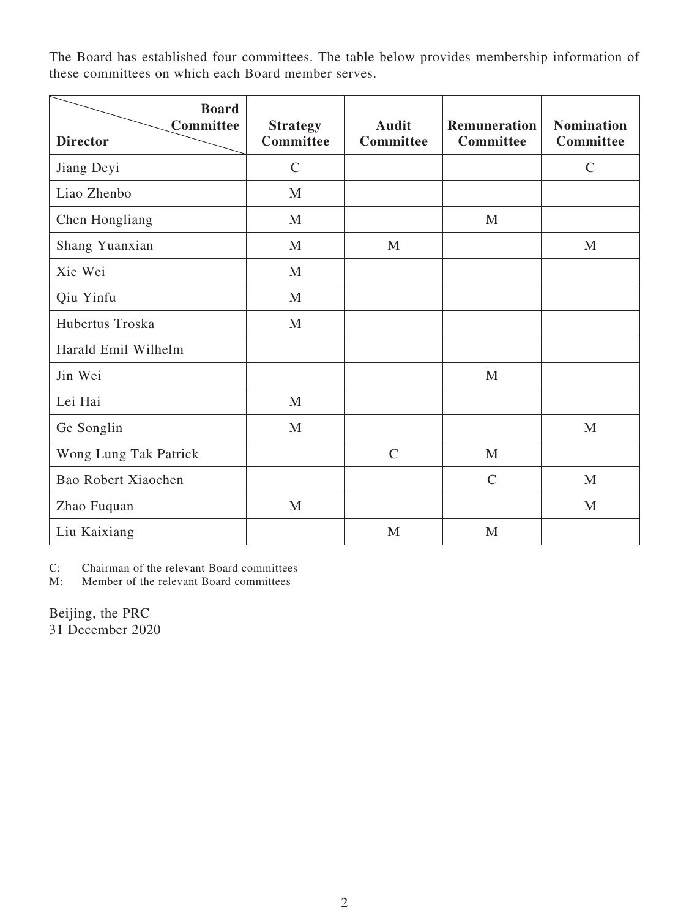The Board has established four committees. The table below provides membership information of these committees on which each Board member serves.

| Director \ Board Committee | Strategy Committee | Audit Committee | Remuneration Committee | Nomination Committee |
|---|---|---|---|---|
| Jiang Deyi | C | | | C |
| Liao Zhenbo | M | | | |
| Chen Hongliang | M | | M | |
| Shang Yuanxian | M | M | | M |
| Xie Wei | M | | | |
| Qiu Yinfu | M | | | |
| Hubertus Troska | M | | | |
| Harald Emil Wilhelm | | | | |
| Jin Wei | | | M | |
| Lei Hai | M | | | |
| Ge Songlin | M | | | M |
| Wong Lung Tak Patrick | | C | M | |
| Bao Robert Xiaochen | | | C | M |
| Zhao Fuquan | M | | | M |
| Liu Kaixiang | | M | M | |

C: Chairman of the relevant Board committees
M: Member of the relevant Board committees

Beijing, the PRC
31 December 2020